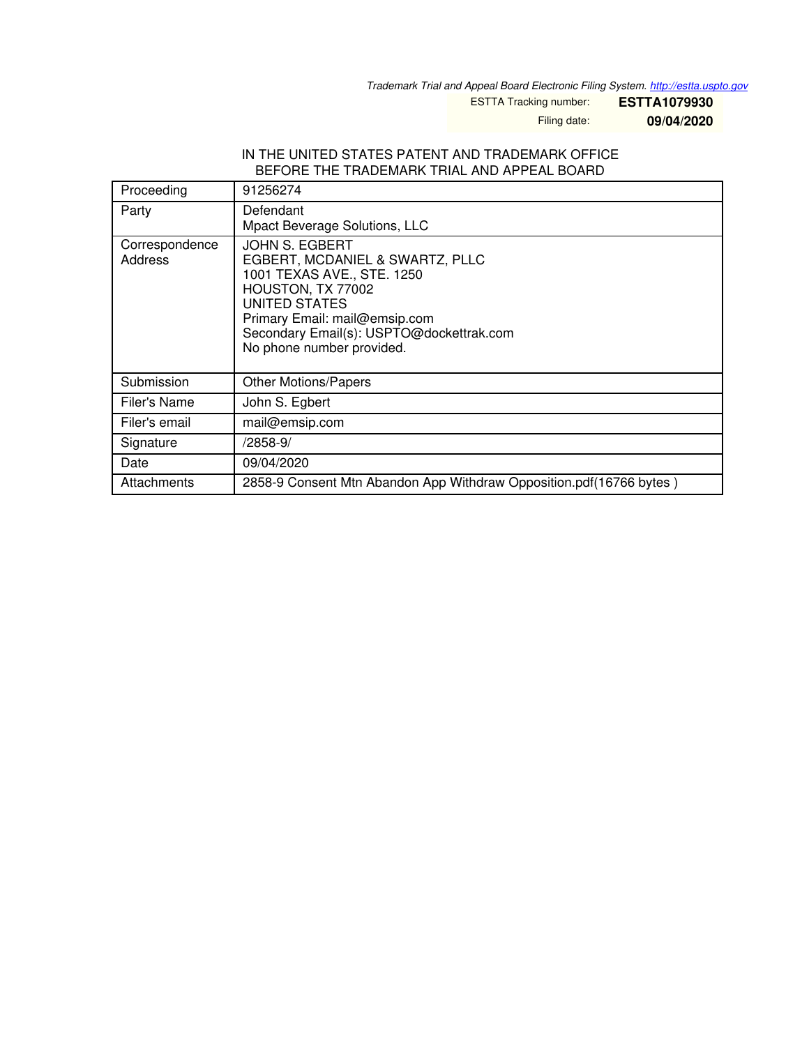Trademark Trial and Appeal Board Electronic Filing System. http://estta.uspto.gov

ESTTA Tracking number: **ESTTA1079930**

Filing date: **09/04/2020**

IN THE UNITED STATES PATENT AND TRADEMARK OFFICE
BEFORE THE TRADEMARK TRIAL AND APPEAL BOARD

| | |
|---|---|
| Proceeding | 91256274 |
| Party | Defendant<br>Mpact Beverage Solutions, LLC |
| Correspondence Address | JOHN S. EGBERT<br>EGBERT, MCDANIEL & SWARTZ, PLLC<br>1001 TEXAS AVE., STE. 1250<br>HOUSTON, TX 77002<br>UNITED STATES<br>Primary Email: mail@emsip.com<br>Secondary Email(s): USPTO@dockettrak.com<br>No phone number provided. |
| Submission | Other Motions/Papers |
| Filer's Name | John S. Egbert |
| Filer's email | mail@emsip.com |
| Signature | /2858-9/ |
| Date | 09/04/2020 |
| Attachments | 2858-9 Consent Mtn Abandon App Withdraw Opposition.pdf(16766 bytes ) |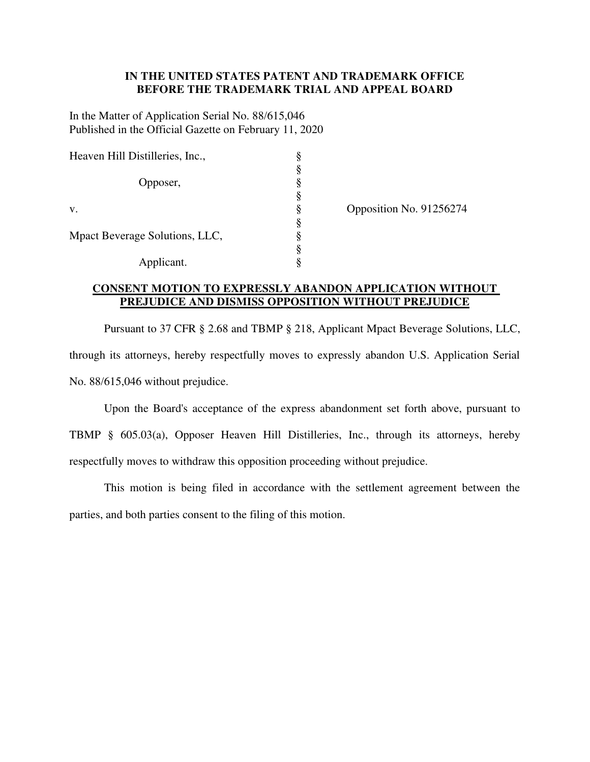**IN THE UNITED STATES PATENT AND TRADEMARK OFFICE**
**BEFORE THE TRADEMARK TRIAL AND APPEAL BOARD**

In the Matter of Application Serial No. 88/615,046
Published in the Official Gazette on February 11, 2020

| | | |
|---|---|---|
| Heaven Hill Distilleries, Inc., | § | |
| | § | |
| Opposer, | § | |
| | § | |
| v. | § | Opposition No. 91256274 |
| | § | |
| Mpact Beverage Solutions, LLC, | § | |
| | § | |
| Applicant. | § | |

**CONSENT MOTION TO EXPRESSLY ABANDON APPLICATION WITHOUT PREJUDICE AND DISMISS OPPOSITION WITHOUT PREJUDICE**

Pursuant to 37 CFR § 2.68 and TBMP § 218, Applicant Mpact Beverage Solutions, LLC, through its attorneys, hereby respectfully moves to expressly abandon U.S. Application Serial No. 88/615,046 without prejudice.

Upon the Board's acceptance of the express abandonment set forth above, pursuant to TBMP § 605.03(a), Opposer Heaven Hill Distilleries, Inc., through its attorneys, hereby respectfully moves to withdraw this opposition proceeding without prejudice.

This motion is being filed in accordance with the settlement agreement between the parties, and both parties consent to the filing of this motion.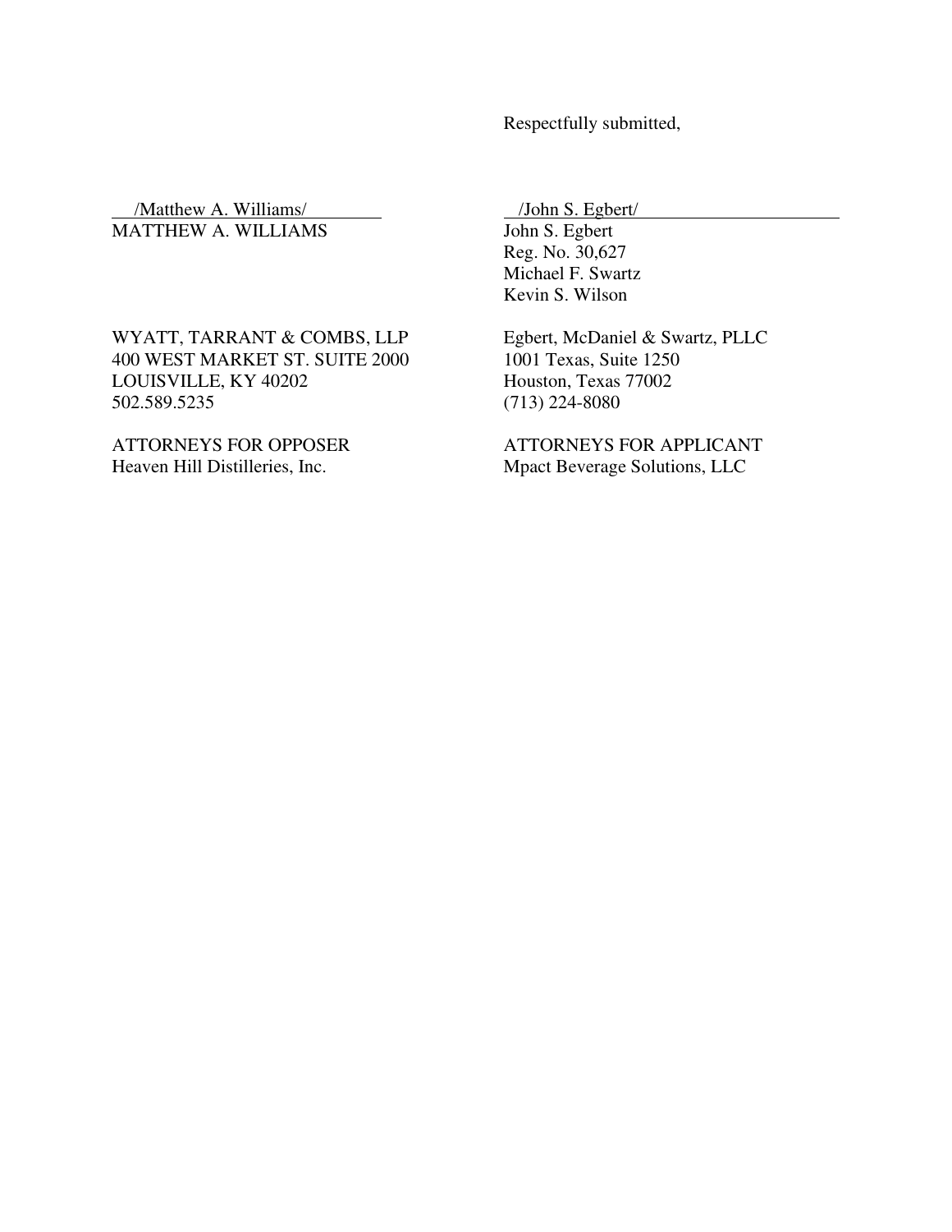Respectfully submitted,

| | |
|---|---|
| /Matthew A. Williams/ | /John S. Egbert/ |
| MATTHEW A. WILLIAMS | John S. Egbert |
| | Reg. No. 30,627 |
| | Michael F. Swartz |
| | Kevin S. Wilson |
| WYATT, TARRANT & COMBS, LLP | Egbert, McDaniel & Swartz, PLLC |
| 400 WEST MARKET ST. SUITE 2000 | 1001 Texas, Suite 1250 |
| LOUISVILLE, KY 40202 | Houston, Texas 77002 |
| 502.589.5235 | (713) 224-8080 |
| ATTORNEYS FOR OPPOSER | ATTORNEYS FOR APPLICANT |
| Heaven Hill Distilleries, Inc. | Mpact Beverage Solutions, LLC |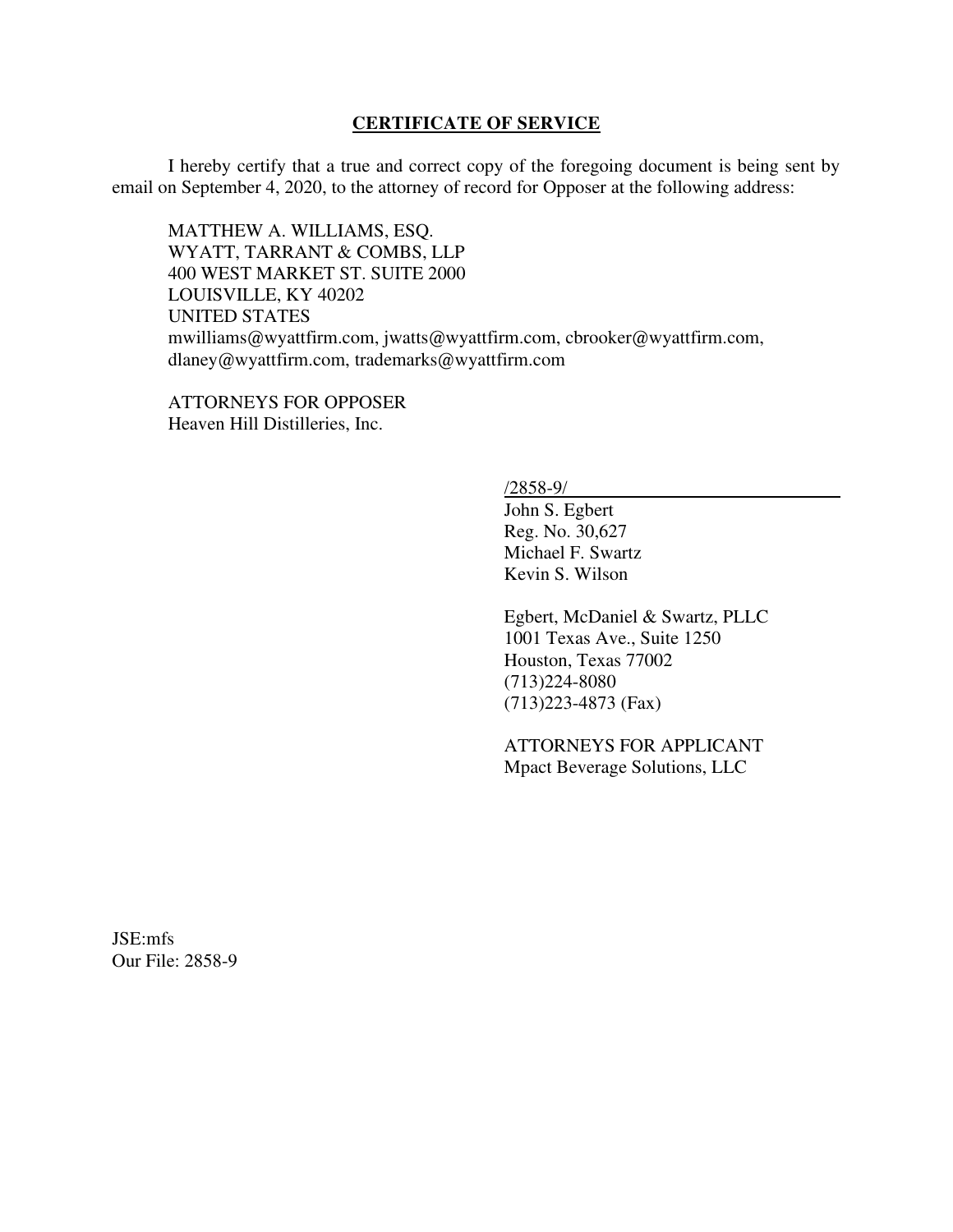**CERTIFICATE OF SERVICE**

I hereby certify that a true and correct copy of the foregoing document is being sent by email on September 4, 2020, to the attorney of record for Opposer at the following address:

MATTHEW A. WILLIAMS, ESQ.
WYATT, TARRANT & COMBS, LLP
400 WEST MARKET ST. SUITE 2000
LOUISVILLE, KY 40202
UNITED STATES
mwilliams@wyattfirm.com, jwatts@wyattfirm.com, cbrooker@wyattfirm.com, dlaney@wyattfirm.com, trademarks@wyattfirm.com

ATTORNEYS FOR OPPOSER
Heaven Hill Distilleries, Inc.

/2858-9/
John S. Egbert
Reg. No. 30,627
Michael F. Swartz
Kevin S. Wilson

Egbert, McDaniel & Swartz, PLLC
1001 Texas Ave., Suite 1250
Houston, Texas 77002
(713)224-8080
(713)223-4873 (Fax)

ATTORNEYS FOR APPLICANT
Mpact Beverage Solutions, LLC

JSE:mfs
Our File: 2858-9